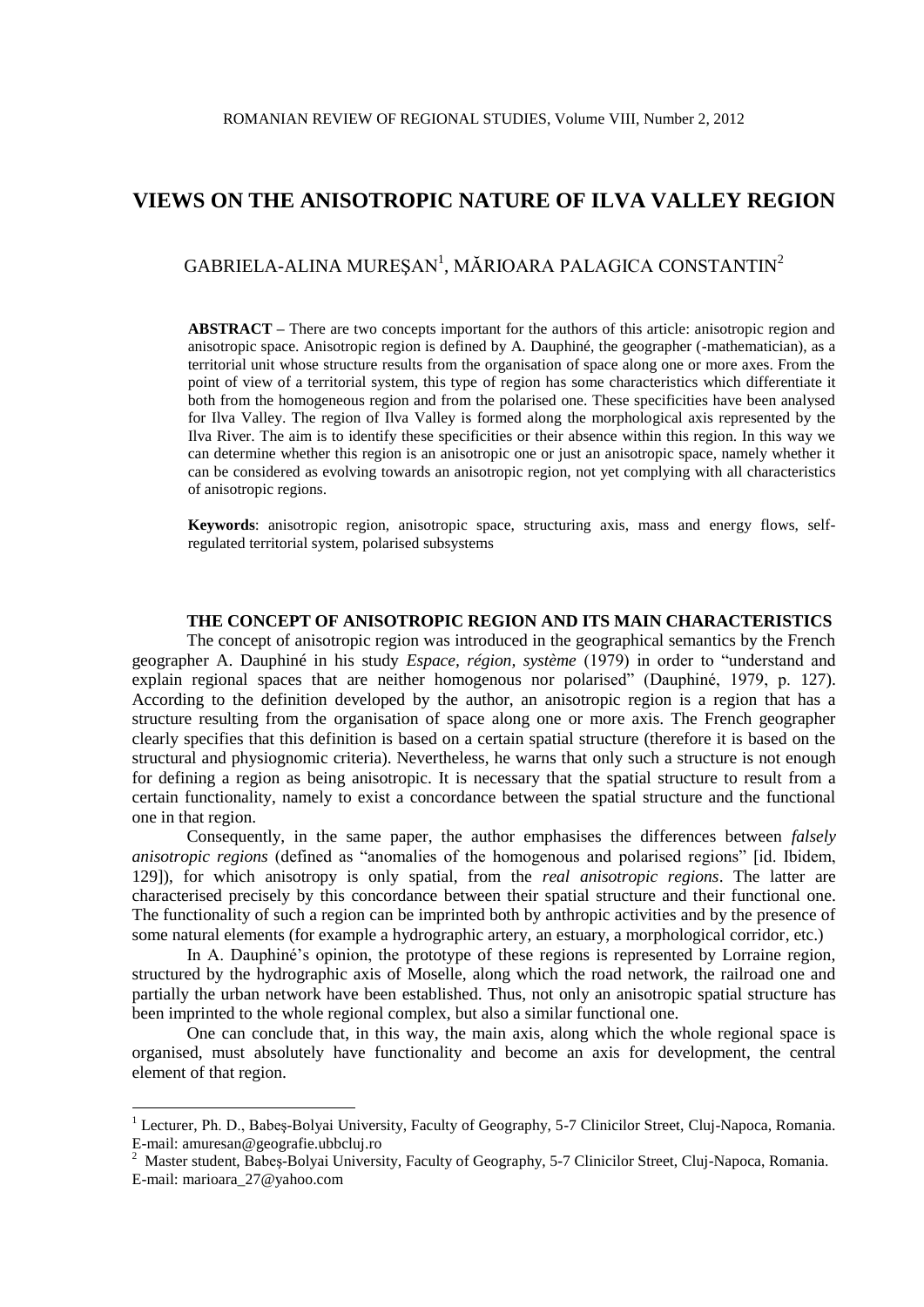# VIEWS ON THE ANISOTROPIC NATURE OF ILVA VALLEY REGION

GABRIELA-ALINA MUREŞAN[1], MĂRIOARA PALAGICA CONSTANTIN[2]

**ABSTRACT –** There are two concepts important for the authors of this article: anisotropic region and anisotropic space. Anisotropic region is defined by A. Dauphiné, the geographer (-mathematician), as a territorial unit whose structure results from the organisation of space along one or more axes. From the point of view of a territorial system, this type of region has some characteristics which differentiate it both from the homogeneous region and from the polarised one. These specificities have been analysed for Ilva Valley. The region of Ilva Valley is formed along the morphological axis represented by the Ilva River. The aim is to identify these specificities or their absence within this region. In this way we can determine whether this region is an anisotropic one or just an anisotropic space, namely whether it can be considered as evolving towards an anisotropic region, not yet complying with all characteristics of anisotropic regions.

**Keywords**: anisotropic region, anisotropic space, structuring axis, mass and energy flows, self-regulated territorial system, polarised subsystems

## THE CONCEPT OF ANISOTROPIC REGION AND ITS MAIN CHARACTERISTICS

The concept of anisotropic region was introduced in the geographical semantics by the French geographer A. Dauphiné in his study *Espace, région, système* (1979) in order to "understand and explain regional spaces that are neither homogenous nor polarised" (Dauphiné, 1979, p. 127). According to the definition developed by the author, an anisotropic region is a region that has a structure resulting from the organisation of space along one or more axis. The French geographer clearly specifies that this definition is based on a certain spatial structure (therefore it is based on the structural and physiognomic criteria). Nevertheless, he warns that only such a structure is not enough for defining a region as being anisotropic. It is necessary that the spatial structure to result from a certain functionality, namely to exist a concordance between the spatial structure and the functional one in that region.

Consequently, in the same paper, the author emphasises the differences between *falsely anisotropic regions* (defined as "anomalies of the homogenous and polarised regions" [id. Ibidem, 129]), for which anisotropy is only spatial, from the *real anisotropic regions*. The latter are characterised precisely by this concordance between their spatial structure and their functional one. The functionality of such a region can be imprinted both by anthropic activities and by the presence of some natural elements (for example a hydrographic artery, an estuary, a morphological corridor, etc.)

In A. Dauphiné's opinion, the prototype of these regions is represented by Lorraine region, structured by the hydrographic axis of Moselle, along which the road network, the railroad one and partially the urban network have been established. Thus, not only an anisotropic spatial structure has been imprinted to the whole regional complex, but also a similar functional one.

One can conclude that, in this way, the main axis, along which the whole regional space is organised, must absolutely have functionality and become an axis for development, the central element of that region.

---

[1] Lecturer, Ph. D., Babeş-Bolyai University, Faculty of Geography, 5-7 Clinicilor Street, Cluj-Napoca, Romania. E-mail: amuresan@geografie.ubbcluj.ro

[2] Master student, Babeş-Bolyai University, Faculty of Geography, 5-7 Clinicilor Street, Cluj-Napoca, Romania. E-mail: marioara_27@yahoo.com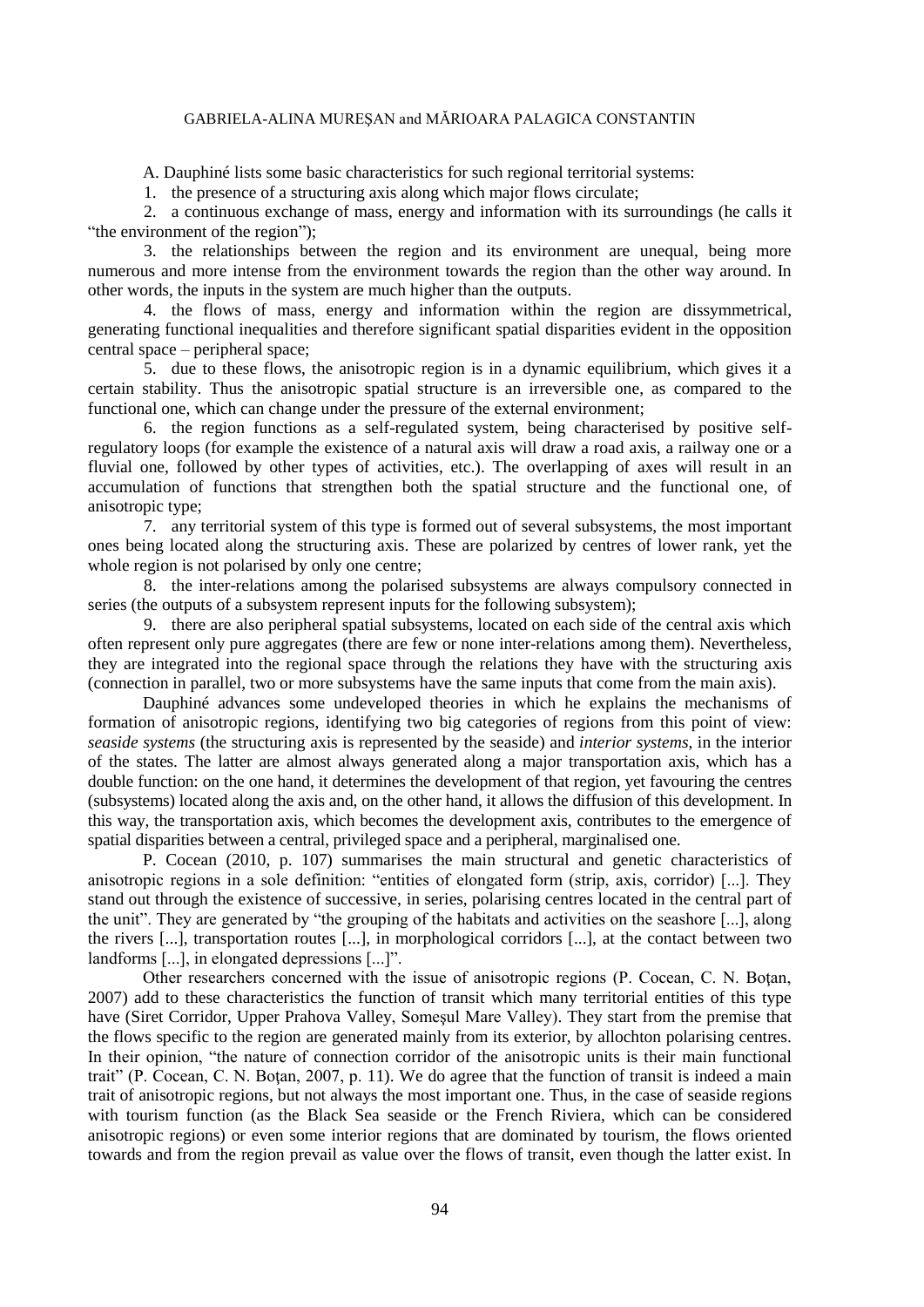A. Dauphiné lists some basic characteristics for such regional territorial systems:

1. the presence of a structuring axis along which major flows circulate;
2. a continuous exchange of mass, energy and information with its surroundings (he calls it "the environment of the region");
3. the relationships between the region and its environment are unequal, being more numerous and more intense from the environment towards the region than the other way around. In other words, the inputs in the system are much higher than the outputs.
4. the flows of mass, energy and information within the region are dissymmetrical, generating functional inequalities and therefore significant spatial disparities evident in the opposition central space – peripheral space;
5. due to these flows, the anisotropic region is in a dynamic equilibrium, which gives it a certain stability. Thus the anisotropic spatial structure is an irreversible one, as compared to the functional one, which can change under the pressure of the external environment;
6. the region functions as a self-regulated system, being characterised by positive self-regulatory loops (for example the existence of a natural axis will draw a road axis, a railway one or a fluvial one, followed by other types of activities, etc.). The overlapping of axes will result in an accumulation of functions that strengthen both the spatial structure and the functional one, of anisotropic type;
7. any territorial system of this type is formed out of several subsystems, the most important ones being located along the structuring axis. These are polarized by centres of lower rank, yet the whole region is not polarised by only one centre;
8. the inter-relations among the polarised subsystems are always compulsory connected in series (the outputs of a subsystem represent inputs for the following subsystem);
9. there are also peripheral spatial subsystems, located on each side of the central axis which often represent only pure aggregates (there are few or none inter-relations among them). Nevertheless, they are integrated into the regional space through the relations they have with the structuring axis (connection in parallel, two or more subsystems have the same inputs that come from the main axis).

Dauphiné advances some undeveloped theories in which he explains the mechanisms of formation of anisotropic regions, identifying two big categories of regions from this point of view: *seaside systems* (the structuring axis is represented by the seaside) and *interior systems*, in the interior of the states. The latter are almost always generated along a major transportation axis, which has a double function: on the one hand, it determines the development of that region, yet favouring the centres (subsystems) located along the axis and, on the other hand, it allows the diffusion of this development. In this way, the transportation axis, which becomes the development axis, contributes to the emergence of spatial disparities between a central, privileged space and a peripheral, marginalised one.

P. Cocean (2010, p. 107) summarises the main structural and genetic characteristics of anisotropic regions in a sole definition: "entities of elongated form (strip, axis, corridor) [...]. They stand out through the existence of successive, in series, polarising centres located in the central part of the unit". They are generated by "the grouping of the habitats and activities on the seashore [...], along the rivers [...], transportation routes [...], in morphological corridors [...], at the contact between two landforms [...], in elongated depressions [...]".

Other researchers concerned with the issue of anisotropic regions (P. Cocean, C. N. Boţan, 2007) add to these characteristics the function of transit which many territorial entities of this type have (Siret Corridor, Upper Prahova Valley, Someşul Mare Valley). They start from the premise that the flows specific to the region are generated mainly from its exterior, by allochton polarising centres. In their opinion, "the nature of connection corridor of the anisotropic units is their main functional trait" (P. Cocean, C. N. Boţan, 2007, p. 11). We do agree that the function of transit is indeed a main trait of anisotropic regions, but not always the most important one. Thus, in the case of seaside regions with tourism function (as the Black Sea seaside or the French Riviera, which can be considered anisotropic regions) or even some interior regions that are dominated by tourism, the flows oriented towards and from the region prevail as value over the flows of transit, even though the latter exist. In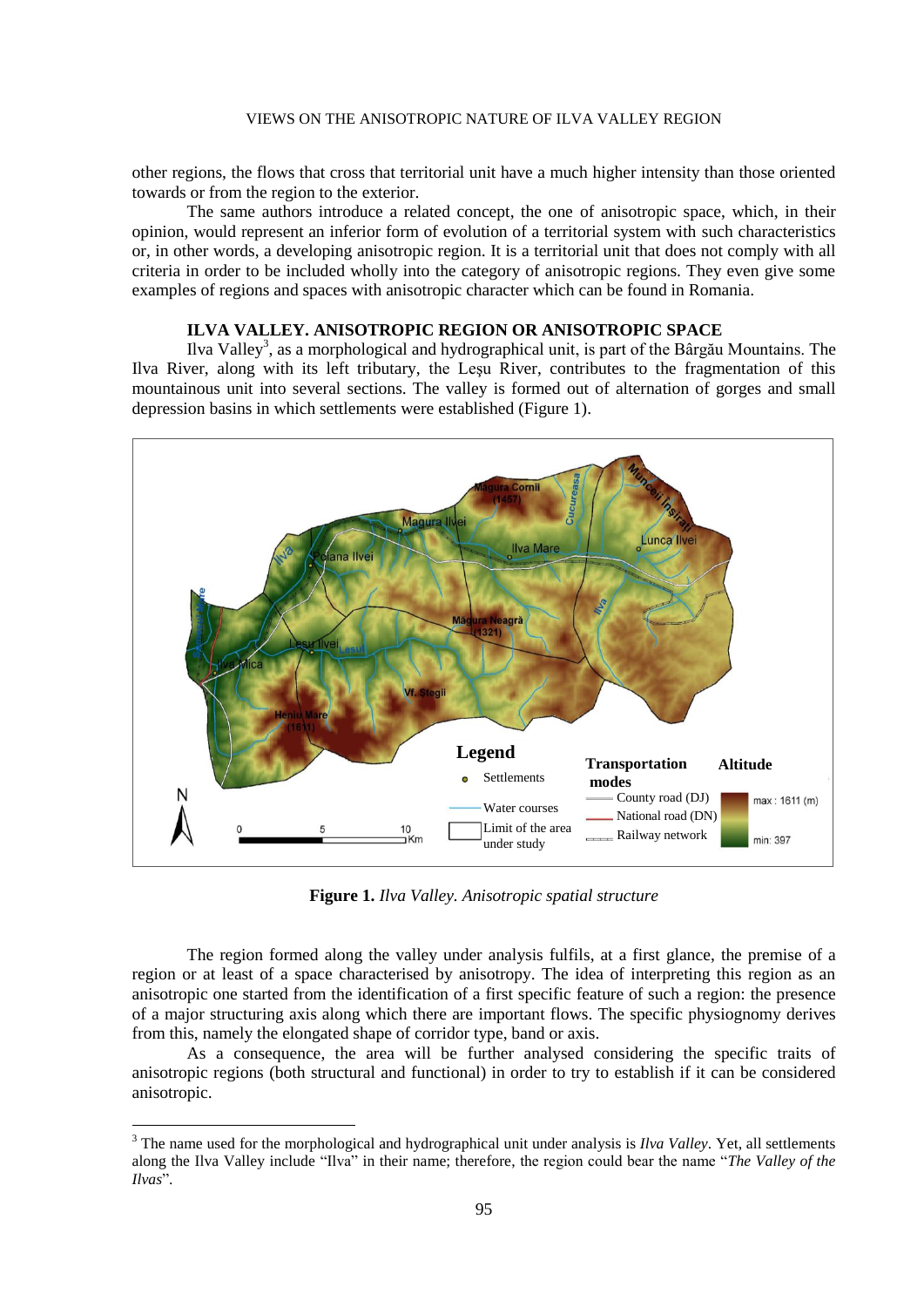other regions, the flows that cross that territorial unit have a much higher intensity than those oriented towards or from the region to the exterior.

The same authors introduce a related concept, the one of anisotropic space, which, in their opinion, would represent an inferior form of evolution of a territorial system with such characteristics or, in other words, a developing anisotropic region. It is a territorial unit that does not comply with all criteria in order to be included wholly into the category of anisotropic regions. They even give some examples of regions and spaces with anisotropic character which can be found in Romania.

## ILVA VALLEY. ANISOTROPIC REGION OR ANISOTROPIC SPACE

Ilva Valley[3], as a morphological and hydrographical unit, is part of the Bârgău Mountains. The Ilva River, along with its left tributary, the Leșu River, contributes to the fragmentation of this mountainous unit into several sections. The valley is formed out of alternation of gorges and small depression basins in which settlements were established (Figure 1).

**Figure 1.** *Ilva Valley. Anisotropic spatial structure*

The region formed along the valley under analysis fulfils, at a first glance, the premise of a region or at least of a space characterised by anisotropy. The idea of interpreting this region as an anisotropic one started from the identification of a first specific feature of such a region: the presence of a major structuring axis along which there are important flows. The specific physiognomy derives from this, namely the elongated shape of corridor type, band or axis.

As a consequence, the area will be further analysed considering the specific traits of anisotropic regions (both structural and functional) in order to try to establish if it can be considered anisotropic.

[3] The name used for the morphological and hydrographical unit under analysis is *Ilva Valley*. Yet, all settlements along the Ilva Valley include "Ilva" in their name; therefore, the region could bear the name "*The Valley of the Ilvas*".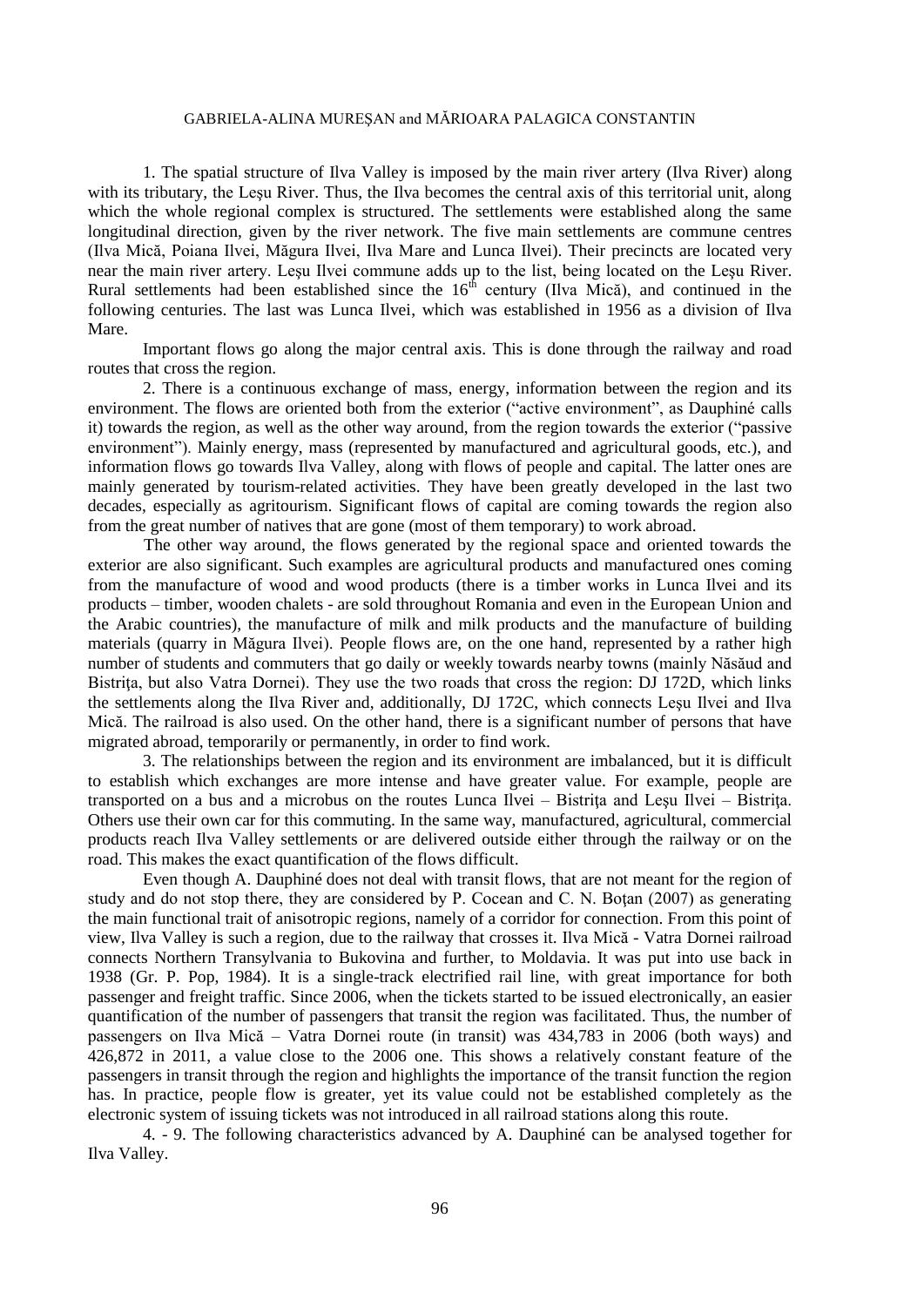1. The spatial structure of Ilva Valley is imposed by the main river artery (Ilva River) along with its tributary, the Leşu River. Thus, the Ilva becomes the central axis of this territorial unit, along which the whole regional complex is structured. The settlements were established along the same longitudinal direction, given by the river network. The five main settlements are commune centres (Ilva Mică, Poiana Ilvei, Măgura Ilvei, Ilva Mare and Lunca Ilvei). Their precincts are located very near the main river artery. Leşu Ilvei commune adds up to the list, being located on the Leşu River. Rural settlements had been established since the 16$^{th}$ century (Ilva Mică), and continued in the following centuries. The last was Lunca Ilvei, which was established in 1956 as a division of Ilva Mare.

Important flows go along the major central axis. This is done through the railway and road routes that cross the region.

2. There is a continuous exchange of mass, energy, information between the region and its environment. The flows are oriented both from the exterior ("active environment", as Dauphiné calls it) towards the region, as well as the other way around, from the region towards the exterior ("passive environment"). Mainly energy, mass (represented by manufactured and agricultural goods, etc.), and information flows go towards Ilva Valley, along with flows of people and capital. The latter ones are mainly generated by tourism-related activities. They have been greatly developed in the last two decades, especially as agritourism. Significant flows of capital are coming towards the region also from the great number of natives that are gone (most of them temporary) to work abroad.

The other way around, the flows generated by the regional space and oriented towards the exterior are also significant. Such examples are agricultural products and manufactured ones coming from the manufacture of wood and wood products (there is a timber works in Lunca Ilvei and its products – timber, wooden chalets - are sold throughout Romania and even in the European Union and the Arabic countries), the manufacture of milk and milk products and the manufacture of building materials (quarry in Măgura Ilvei). People flows are, on the one hand, represented by a rather high number of students and commuters that go daily or weekly towards nearby towns (mainly Năsăud and Bistriţa, but also Vatra Dornei). They use the two roads that cross the region: DJ 172D, which links the settlements along the Ilva River and, additionally, DJ 172C, which connects Leşu Ilvei and Ilva Mică. The railroad is also used. On the other hand, there is a significant number of persons that have migrated abroad, temporarily or permanently, in order to find work.

3. The relationships between the region and its environment are imbalanced, but it is difficult to establish which exchanges are more intense and have greater value. For example, people are transported on a bus and a microbus on the routes Lunca Ilvei – Bistriţa and Leşu Ilvei – Bistriţa. Others use their own car for this commuting. In the same way, manufactured, agricultural, commercial products reach Ilva Valley settlements or are delivered outside either through the railway or on the road. This makes the exact quantification of the flows difficult.

Even though A. Dauphiné does not deal with transit flows, that are not meant for the region of study and do not stop there, they are considered by P. Cocean and C. N. Boţan (2007) as generating the main functional trait of anisotropic regions, namely of a corridor for connection. From this point of view, Ilva Valley is such a region, due to the railway that crosses it. Ilva Mică - Vatra Dornei railroad connects Northern Transylvania to Bukovina and further, to Moldavia. It was put into use back in 1938 (Gr. P. Pop, 1984). It is a single-track electrified rail line, with great importance for both passenger and freight traffic. Since 2006, when the tickets started to be issued electronically, an easier quantification of the number of passengers that transit the region was facilitated. Thus, the number of passengers on Ilva Mică – Vatra Dornei route (in transit) was 434,783 in 2006 (both ways) and 426,872 in 2011, a value close to the 2006 one. This shows a relatively constant feature of the passengers in transit through the region and highlights the importance of the transit function the region has. In practice, people flow is greater, yet its value could not be established completely as the electronic system of issuing tickets was not introduced in all railroad stations along this route.

4. - 9. The following characteristics advanced by A. Dauphiné can be analysed together for Ilva Valley.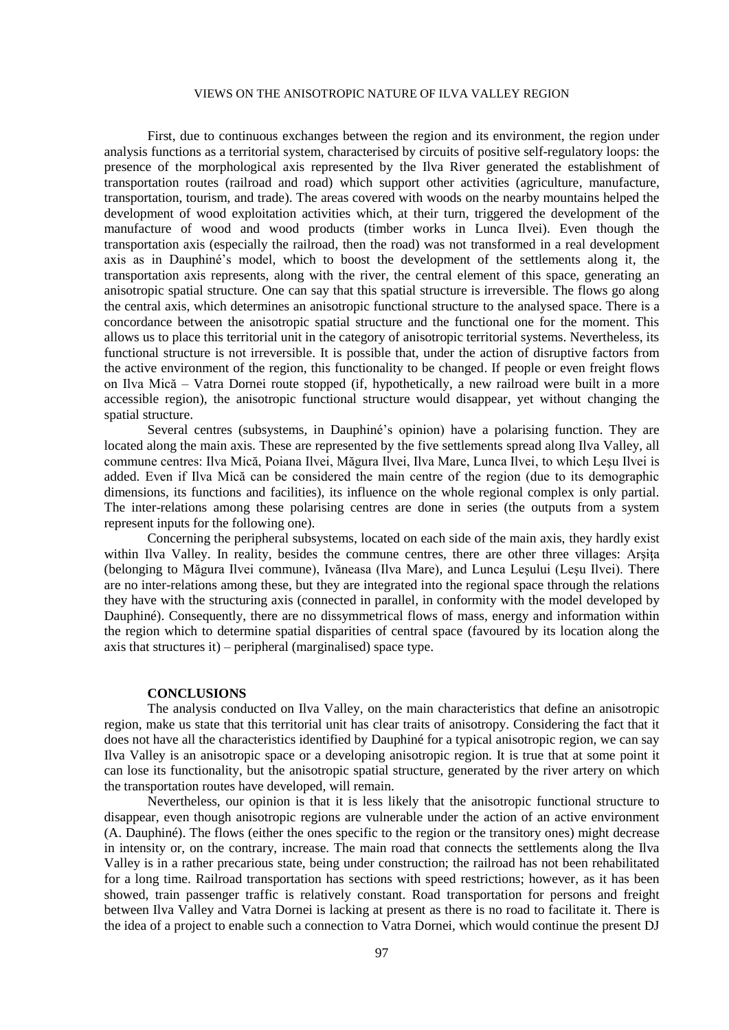First, due to continuous exchanges between the region and its environment, the region under analysis functions as a territorial system, characterised by circuits of positive self-regulatory loops: the presence of the morphological axis represented by the Ilva River generated the establishment of transportation routes (railroad and road) which support other activities (agriculture, manufacture, transportation, tourism, and trade). The areas covered with woods on the nearby mountains helped the development of wood exploitation activities which, at their turn, triggered the development of the manufacture of wood and wood products (timber works in Lunca Ilvei). Even though the transportation axis (especially the railroad, then the road) was not transformed in a real development axis as in Dauphiné's model, which to boost the development of the settlements along it, the transportation axis represents, along with the river, the central element of this space, generating an anisotropic spatial structure. One can say that this spatial structure is irreversible. The flows go along the central axis, which determines an anisotropic functional structure to the analysed space. There is a concordance between the anisotropic spatial structure and the functional one for the moment. This allows us to place this territorial unit in the category of anisotropic territorial systems. Nevertheless, its functional structure is not irreversible. It is possible that, under the action of disruptive factors from the active environment of the region, this functionality to be changed. If people or even freight flows on Ilva Mică – Vatra Dornei route stopped (if, hypothetically, a new railroad were built in a more accessible region), the anisotropic functional structure would disappear, yet without changing the spatial structure.

Several centres (subsystems, in Dauphiné's opinion) have a polarising function. They are located along the main axis. These are represented by the five settlements spread along Ilva Valley, all commune centres: Ilva Mică, Poiana Ilvei, Măgura Ilvei, Ilva Mare, Lunca Ilvei, to which Leşu Ilvei is added. Even if Ilva Mică can be considered the main centre of the region (due to its demographic dimensions, its functions and facilities), its influence on the whole regional complex is only partial. The inter-relations among these polarising centres are done in series (the outputs from a system represent inputs for the following one).

Concerning the peripheral subsystems, located on each side of the main axis, they hardly exist within Ilva Valley. In reality, besides the commune centres, there are other three villages: Arşiţa (belonging to Măgura Ilvei commune), Ivăneasa (Ilva Mare), and Lunca Leşului (Leşu Ilvei). There are no inter-relations among these, but they are integrated into the regional space through the relations they have with the structuring axis (connected in parallel, in conformity with the model developed by Dauphiné). Consequently, there are no dissymmetrical flows of mass, energy and information within the region which to determine spatial disparities of central space (favoured by its location along the axis that structures it) – peripheral (marginalised) space type.

## CONCLUSIONS

The analysis conducted on Ilva Valley, on the main characteristics that define an anisotropic region, make us state that this territorial unit has clear traits of anisotropy. Considering the fact that it does not have all the characteristics identified by Dauphiné for a typical anisotropic region, we can say Ilva Valley is an anisotropic space or a developing anisotropic region. It is true that at some point it can lose its functionality, but the anisotropic spatial structure, generated by the river artery on which the transportation routes have developed, will remain.

Nevertheless, our opinion is that it is less likely that the anisotropic functional structure to disappear, even though anisotropic regions are vulnerable under the action of an active environment (A. Dauphiné). The flows (either the ones specific to the region or the transitory ones) might decrease in intensity or, on the contrary, increase. The main road that connects the settlements along the Ilva Valley is in a rather precarious state, being under construction; the railroad has not been rehabilitated for a long time. Railroad transportation has sections with speed restrictions; however, as it has been showed, train passenger traffic is relatively constant. Road transportation for persons and freight between Ilva Valley and Vatra Dornei is lacking at present as there is no road to facilitate it. There is the idea of a project to enable such a connection to Vatra Dornei, which would continue the present DJ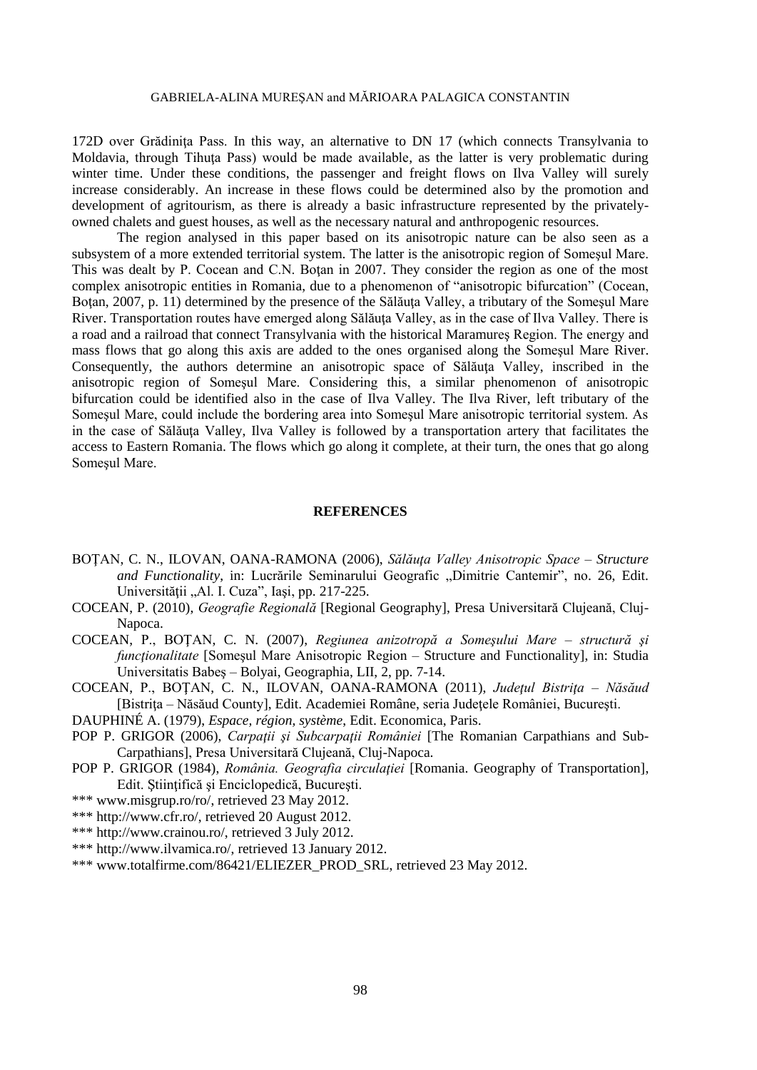172D over Grădiniţa Pass. In this way, an alternative to DN 17 (which connects Transylvania to Moldavia, through Tihuţa Pass) would be made available, as the latter is very problematic during winter time. Under these conditions, the passenger and freight flows on Ilva Valley will surely increase considerably. An increase in these flows could be determined also by the promotion and development of agritourism, as there is already a basic infrastructure represented by the privately-owned chalets and guest houses, as well as the necessary natural and anthropogenic resources.

The region analysed in this paper based on its anisotropic nature can be also seen as a subsystem of a more extended territorial system. The latter is the anisotropic region of Someşul Mare. This was dealt by P. Cocean and C.N. Boţan in 2007. They consider the region as one of the most complex anisotropic entities in Romania, due to a phenomenon of "anisotropic bifurcation" (Cocean, Boţan, 2007, p. 11) determined by the presence of the Sălăuţa Valley, a tributary of the Someşul Mare River. Transportation routes have emerged along Sălăuţa Valley, as in the case of Ilva Valley. There is a road and a railroad that connect Transylvania with the historical Maramureş Region. The energy and mass flows that go along this axis are added to the ones organised along the Someşul Mare River. Consequently, the authors determine an anisotropic space of Sălăuţa Valley, inscribed in the anisotropic region of Someşul Mare. Considering this, a similar phenomenon of anisotropic bifurcation could be identified also in the case of Ilva Valley. The Ilva River, left tributary of the Someşul Mare, could include the bordering area into Someşul Mare anisotropic territorial system. As in the case of Sălăuţa Valley, Ilva Valley is followed by a transportation artery that facilitates the access to Eastern Romania. The flows which go along it complete, at their turn, the ones that go along Someşul Mare.

## REFERENCES

BOŢAN, C. N., ILOVAN, OANA-RAMONA (2006), *Sălăuţa Valley Anisotropic Space – Structure and Functionality*, in: Lucrările Seminarului Geografic „Dimitrie Cantemir", no. 26, Edit. Universităţii „Al. I. Cuza", Iaşi, pp. 217-225.

COCEAN, P. (2010), *Geografie Regională* [Regional Geography], Presa Universitară Clujeană, Cluj-Napoca.

COCEAN, P., BOŢAN, C. N. (2007), *Regiunea anizotropă a Someşului Mare – structură şi funcţionalitate* [Someşul Mare Anisotropic Region – Structure and Functionality], in: Studia Universitatis Babeş – Bolyai, Geographia, LII, 2, pp. 7-14.

COCEAN, P., BOŢAN, C. N., ILOVAN, OANA-RAMONA (2011), *Judeţul Bistriţa – Năsăud* [Bistriţa – Năsăud County], Edit. Academiei Române, seria Judeţele României, Bucureşti.

DAUPHINÉ A. (1979), *Espace, région, système*, Edit. Economica, Paris.

POP P. GRIGOR (2006), *Carpaţii şi Subcarpaţii României* [The Romanian Carpathians and Sub-Carpathians], Presa Universitară Clujeană, Cluj-Napoca.

POP P. GRIGOR (1984), *România. Geografia circulaţiei* [Romania. Geography of Transportation], Edit. Ştiinţifică şi Enciclopedică, Bucureşti.

\*\*\* www.misgrup.ro/ro/, retrieved 23 May 2012.

\*\*\* http://www.cfr.ro/, retrieved 20 August 2012.

\*\*\* http://www.crainou.ro/, retrieved 3 July 2012.

\*\*\* http://www.ilvamica.ro/, retrieved 13 January 2012.

\*\*\* www.totalfirme.com/86421/ELIEZER_PROD_SRL, retrieved 23 May 2012.